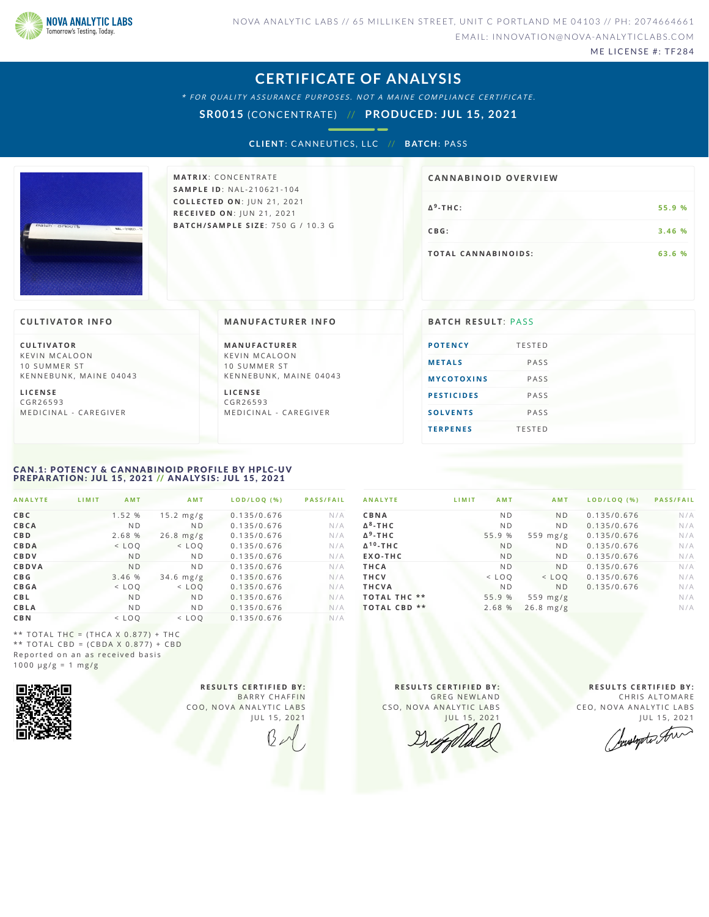NOVA ANALYTIC LABS
Tomorrow's Testing, Today.

NOVA ANALYTIC LABS // 65 MILLIKEN STREET, UNIT C PORTLAND ME 04103 // PH: 2074664661
EMAIL: INNOVATION@NOVA-ANALYTICLABS.COM
ME LICENSE #: TF284

# CERTIFICATE OF ANALYSIS

*\* FOR QUALITY ASSURANCE PURPOSES. NOT A MAINE COMPLIANCE CERTIFICATE.*

**SR0015** (CONCENTRATE) // **PRODUCED: JUL 15, 2021**

**CLIENT**: CANNEUTICS, LLC // **BATCH**: PASS

**MATRIX**: CONCENTRATE
**SAMPLE ID**: NAL-210621-104
**COLLECTED ON**: JUN 21, 2021
**RECEIVED ON**: JUN 21, 2021
**BATCH/SAMPLE SIZE**: 750 G / 10.3 G

## CANNABINOID OVERVIEW

| | |
|---|---|
| Δ9-THC: | 55.9 % |
| CBG: | 3.46 % |
| TOTAL CANNABINOIDS: | 63.6 % |

## CULTIVATOR INFO

**CULTIVATOR**
KEVIN MCALOON
10 SUMMER ST
KENNEBUNK, MAINE 04043

**LICENSE**
CGR26593
MEDICINAL - CAREGIVER

## MANUFACTURER INFO

**MANUFACTURER**
KEVIN MCALOON
10 SUMMER ST
KENNEBUNK, MAINE 04043

**LICENSE**
CGR26593
MEDICINAL - CAREGIVER

## BATCH RESULT: PASS

| | |
|---|---|
| POTENCY | TESTED |
| METALS | PASS |
| MYCOTOXINS | PASS |
| PESTICIDES | PASS |
| SOLVENTS | PASS |
| TERPENES | TESTED |

## CAN.1: POTENCY & CANNABINOID PROFILE BY HPLC-UV
## PREPARATION: JUL 15, 2021 // ANALYSIS: JUL 15, 2021

| ANALYTE | LIMIT | AMT | AMT | LOD/LOQ (%) | PASS/FAIL |
|---|---|---|---|---|---|
| CBC | | 1.52 % | 15.2 mg/g | 0.135/0.676 | N/A |
| CBCA | | ND | ND | 0.135/0.676 | N/A |
| CBD | | 2.68 % | 26.8 mg/g | 0.135/0.676 | N/A |
| CBDA | | < LOQ | < LOQ | 0.135/0.676 | N/A |
| CBDV | | ND | ND | 0.135/0.676 | N/A |
| CBDVA | | ND | ND | 0.135/0.676 | N/A |
| CBG | | 3.46 % | 34.6 mg/g | 0.135/0.676 | N/A |
| CBGA | | < LOQ | < LOQ | 0.135/0.676 | N/A |
| CBL | | ND | ND | 0.135/0.676 | N/A |
| CBLA | | ND | ND | 0.135/0.676 | N/A |
| CBN | | < LOQ | < LOQ | 0.135/0.676 | N/A |
| CBNA | | ND | ND | 0.135/0.676 | N/A |
| Δ8-THC | | ND | ND | 0.135/0.676 | N/A |
| Δ9-THC | | 55.9 % | 559 mg/g | 0.135/0.676 | N/A |
| Δ10-THC | | ND | ND | 0.135/0.676 | N/A |
| EXO-THC | | ND | ND | 0.135/0.676 | N/A |
| THCA | | ND | ND | 0.135/0.676 | N/A |
| THCV | | < LOQ | < LOQ | 0.135/0.676 | N/A |
| THCVA | | ND | ND | 0.135/0.676 | N/A |
| TOTAL THC ** | | 55.9 % | 559 mg/g | | N/A |
| TOTAL CBD ** | | 2.68 % | 26.8 mg/g | | N/A |

** TOTAL THC = (THCA X 0.877) + THC
** TOTAL CBD = (CBDA X 0.877) + CBD
Reported on an as received basis
1000 µg/g = 1 mg/g

**RESULTS CERTIFIED BY:**
BARRY CHAFFIN
COO, NOVA ANALYTIC LABS
JUL 15, 2021

**RESULTS CERTIFIED BY:**
GREG NEWLAND
CSO, NOVA ANALYTIC LABS
JUL 15, 2021

**RESULTS CERTIFIED BY:**
CHRIS ALTOMARE
CEO, NOVA ANALYTIC LABS
JUL 15, 2021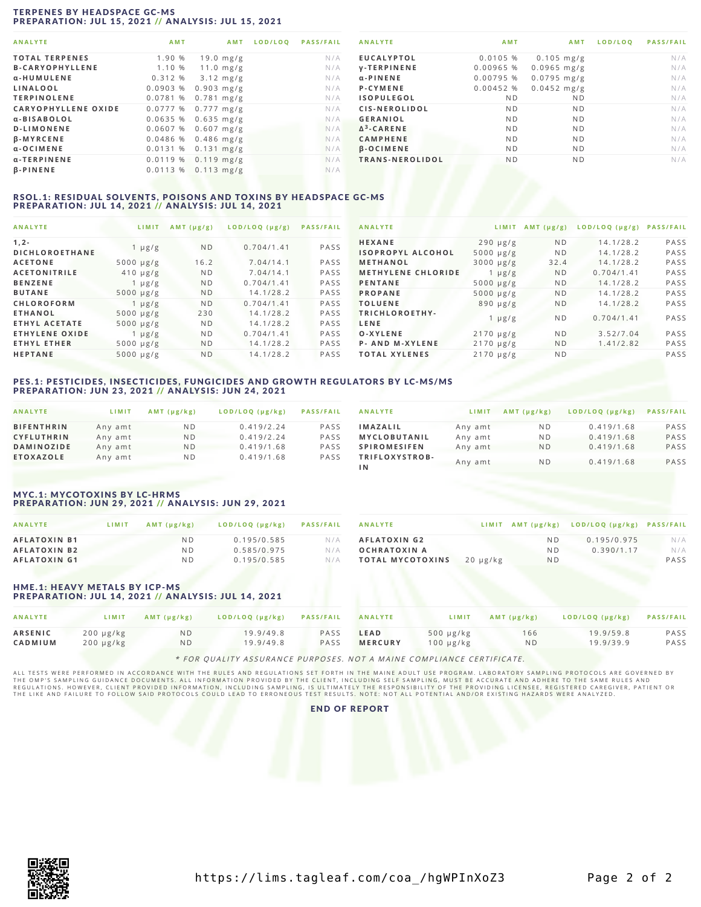## TERPENES BY HEADSPACE GC-MS
## PREPARATION: JUL 15, 2021 // ANALYSIS: JUL 15, 2021

| ANALYTE | AMT | AMT | LOD/LOQ | PASS/FAIL |
|---|---|---|---|---|
| TOTAL TERPENES | 1.90 % | 19.0 mg/g | | N/A |
| Β-CARYOPHYLLENE | 1.10 % | 11.0 mg/g | | N/A |
| α-HUMULENE | 0.312 % | 3.12 mg/g | | N/A |
| LINALOOL | 0.0903 % | 0.903 mg/g | | N/A |
| TERPINOLENE | 0.0781 % | 0.781 mg/g | | N/A |
| CARYOPHYLLENE OXIDE | 0.0777 % | 0.777 mg/g | | N/A |
| α-BISABOLOL | 0.0635 % | 0.635 mg/g | | N/A |
| D-LIMONENE | 0.0607 % | 0.607 mg/g | | N/A |
| β-MYRCENE | 0.0486 % | 0.486 mg/g | | N/A |
| α-OCIMENE | 0.0131 % | 0.131 mg/g | | N/A |
| α-TERPINENE | 0.0119 % | 0.119 mg/g | | N/A |
| β-PINENE | 0.0113 % | 0.113 mg/g | | N/A |
| EUCALYPTOL | 0.0105 % | 0.105 mg/g | | N/A |
| γ-TERPINENE | 0.00965 % | 0.0965 mg/g | | N/A |
| α-PINENE | 0.00795 % | 0.0795 mg/g | | N/A |
| P-CYMENE | 0.00452 % | 0.0452 mg/g | | N/A |
| ISOPULEGOL | ND | ND | | N/A |
| CIS-NEROLIDOL | ND | ND | | N/A |
| GERANIOL | ND | ND | | N/A |
| $\Delta^3$-CARENE | ND | ND | | N/A |
| CAMPHENE | ND | ND | | N/A |
| β-OCIMENE | ND | ND | | N/A |
| TRANS-NEROLIDOL | ND | ND | | N/A |

## RSOL.1: RESIDUAL SOLVENTS, POISONS AND TOXINS BY HEADSPACE GC-MS
## PREPARATION: JUL 14, 2021 // ANALYSIS: JUL 14, 2021

| ANALYTE | LIMIT | AMT (µg/g) | LOD/LOQ (µg/g) | PASS/FAIL |
|---|---|---|---|---|
| 1,2-DICHLOROETHANE | 1 µg/g | ND | 0.704/1.41 | PASS |
| ACETONE | 5000 µg/g | 16.2 | 7.04/14.1 | PASS |
| ACETONITRILE | 410 µg/g | ND | 7.04/14.1 | PASS |
| BENZENE | 1 µg/g | ND | 0.704/1.41 | PASS |
| BUTANE | 5000 µg/g | ND | 14.1/28.2 | PASS |
| CHLOROFORM | 1 µg/g | ND | 0.704/1.41 | PASS |
| ETHANOL | 5000 µg/g | 230 | 14.1/28.2 | PASS |
| ETHYL ACETATE | 5000 µg/g | ND | 14.1/28.2 | PASS |
| ETHYLENE OXIDE | 1 µg/g | ND | 0.704/1.41 | PASS |
| ETHYL ETHER | 5000 µg/g | ND | 14.1/28.2 | PASS |
| HEPTANE | 5000 µg/g | ND | 14.1/28.2 | PASS |
| HEXANE | 290 µg/g | ND | 14.1/28.2 | PASS |
| ISOPROPYL ALCOHOL | 5000 µg/g | ND | 14.1/28.2 | PASS |
| METHANOL | 3000 µg/g | 32.4 | 14.1/28.2 | PASS |
| METHYLENE CHLORIDE | 1 µg/g | ND | 0.704/1.41 | PASS |
| PENTANE | 5000 µg/g | ND | 14.1/28.2 | PASS |
| PROPANE | 5000 µg/g | ND | 14.1/28.2 | PASS |
| TOLUENE | 890 µg/g | ND | 14.1/28.2 | PASS |
| TRICHLOROETHYLENE | 1 µg/g | ND | 0.704/1.41 | PASS |
| O-XYLENE | 2170 µg/g | ND | 3.52/7.04 | PASS |
| P- AND M-XYLENE | 2170 µg/g | ND | 1.41/2.82 | PASS |
| TOTAL XYLENES | 2170 µg/g | ND | | PASS |

## PES.1: PESTICIDES, INSECTICIDES, FUNGICIDES AND GROWTH REGULATORS BY LC-MS/MS
## PREPARATION: JUN 23, 2021 // ANALYSIS: JUN 24, 2021

| ANALYTE | LIMIT | AMT (µg/kg) | LOD/LOQ (µg/kg) | PASS/FAIL |
|---|---|---|---|---|
| BIFENTHRIN | Any amt | ND | 0.419/2.24 | PASS |
| CYFLUTHRIN | Any amt | ND | 0.419/2.24 | PASS |
| DAMINOZIDE | Any amt | ND | 0.419/1.68 | PASS |
| ETOXAZOLE | Any amt | ND | 0.419/1.68 | PASS |
| IMAZALIL | Any amt | ND | 0.419/1.68 | PASS |
| MYCLOBUTANIL | Any amt | ND | 0.419/1.68 | PASS |
| SPIROMESIFEN | Any amt | ND | 0.419/1.68 | PASS |
| TRIFLOXYSTROBIN | Any amt | ND | 0.419/1.68 | PASS |

## MYC.1: MYCOTOXINS BY LC-HRMS
## PREPARATION: JUN 29, 2021 // ANALYSIS: JUN 29, 2021

| ANALYTE | LIMIT | AMT (µg/kg) | LOD/LOQ (µg/kg) | PASS/FAIL |
|---|---|---|---|---|
| AFLATOXIN B1 | | ND | 0.195/0.585 | N/A |
| AFLATOXIN B2 | | ND | 0.585/0.975 | N/A |
| AFLATOXIN G1 | | ND | 0.195/0.585 | N/A |
| AFLATOXIN G2 | | ND | 0.195/0.975 | N/A |
| OCHRATOXIN A | | ND | 0.390/1.17 | N/A |
| TOTAL MYCOTOXINS | 20 µg/kg | ND | | PASS |

## HME.1: HEAVY METALS BY ICP-MS
## PREPARATION: JUL 14, 2021 // ANALYSIS: JUL 14, 2021

| ANALYTE | LIMIT | AMT (µg/kg) | LOD/LOQ (µg/kg) | PASS/FAIL |
|---|---|---|---|---|
| ARSENIC | 200 µg/kg | ND | 19.9/49.8 | PASS |
| CADMIUM | 200 µg/kg | ND | 19.9/49.8 | PASS |
| LEAD | 500 µg/kg | 166 | 19.9/59.8 | PASS |
| MERCURY | 100 µg/kg | ND | 19.9/39.9 | PASS |

*\* FOR QUALITY ASSURANCE PURPOSES. NOT A MAINE COMPLIANCE CERTIFICATE.*

ALL TESTS WERE PERFORMED IN ACCORDANCE WITH THE RULES AND REGULATIONS SET FORTH IN THE MAINE ADULT USE PROGRAM. LABORATORY SAMPLING PROTOCOLS ARE GOVERNED BY THE OMP'S SAMPLING GUIDANCE DOCUMENTS. ALL INFORMATION PROVIDED BY THE CLIENT, INCLUDING SELF SAMPLING, MUST BE ACCURATE AND ADHERE TO THE SAME RULES AND REGULATIONS. HOWEVER, CLIENT PROVIDED INFORMATION, INCLUDING SAMPLING, IS ULTIMATELY THE RESPONSIBILITY OF THE PROVIDING LICENSEE, REGISTERED CAREGIVER, PATIENT OR THE LIKE AND FAILURE TO FOLLOW SAID PROTOCOLS COULD LEAD TO ERRONEOUS TEST RESULTS. NOTE: NOT ALL POTENTIAL AND/OR EXISTING HAZARDS WERE ANALYZED.

**END OF REPORT**

https://lims.tagleaf.com/coa_/hgWPInXoZ3